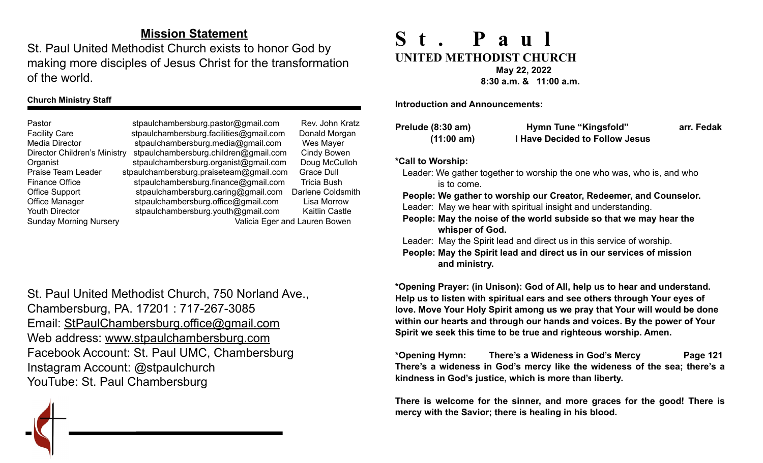## Mission Statement

St. Paul United Methodist Church exists to honor God by making more disciples of Jesus Christ for the transformation of the world.

**Church Ministry Staff**

| Role | Email | Name |
|---|---|---|
| Pastor | stpaulchambersburg.pastor@gmail.com | Rev. John Kratz |
| Facility Care | stpaulchambersburg.facilities@gmail.com | Donald Morgan |
| Media Director | stpaulchambersburg.media@gmail.com | Wes Mayer |
| Director Children's Ministry | stpaulchambersburg.children@gmail.com | Cindy Bowen |
| Organist | stpaulchambersburg.organist@gmail.com | Doug McCulloh |
| Praise Team Leader | stpaulchambersburg.praiseteam@gmail.com | Grace Dull |
| Finance Office | stpaulchambersburg.finance@gmail.com | Tricia Bush |
| Office Support | stpaulchambersburg.caring@gmail.com | Darlene Coldsmith |
| Office Manager | stpaulchambersburg.office@gmail.com | Lisa Morrow |
| Youth Director | stpaulchambersburg.youth@gmail.com | Kaitlin Castle |
| Sunday Morning Nursery | | Valicia Eger and Lauren Bowen |

St. Paul United Methodist Church, 750 Norland Ave., Chambersburg, PA. 17201 : 717-267-3085
Email: StPaulChambersburg.office@gmail.com
Web address: www.stpaulchambersburg.com
Facebook Account: St. Paul UMC, Chambersburg
Instagram Account: @stpaulchurch
YouTube: St. Paul Chambersburg

# St. Paul
## UNITED METHODIST CHURCH

**May 22, 2022**
**8:30 a.m. & 11:00 a.m.**

**Introduction and Announcements:**

**Prelude (8:30 am)** — **Hymn Tune "Kingsfold"** — **arr. Fedak**
**(11:00 am)** — **I Have Decided to Follow Jesus**

**\*Call to Worship:**

Leader: We gather together to worship the one who was, who is, and who is to come.
**People: We gather to worship our Creator, Redeemer, and Counselor.**
Leader: May we hear with spiritual insight and understanding.
**People: May the noise of the world subside so that we may hear the whisper of God.**
Leader: May the Spirit lead and direct us in this service of worship.
**People: May the Spirit lead and direct us in our services of mission and ministry.**

**\*Opening Prayer: (in Unison): God of All, help us to hear and understand. Help us to listen with spiritual ears and see others through Your eyes of love. Move Your Holy Spirit among us we pray that Your will would be done within our hearts and through our hands and voices. By the power of Your Spirit we seek this time to be true and righteous worship. Amen.**

**\*Opening Hymn: There's a Wideness in God's Mercy — Page 121**
**There's a wideness in God's mercy like the wideness of the sea; there's a kindness in God's justice, which is more than liberty.**

**There is welcome for the sinner, and more graces for the good! There is mercy with the Savior; there is healing in his blood.**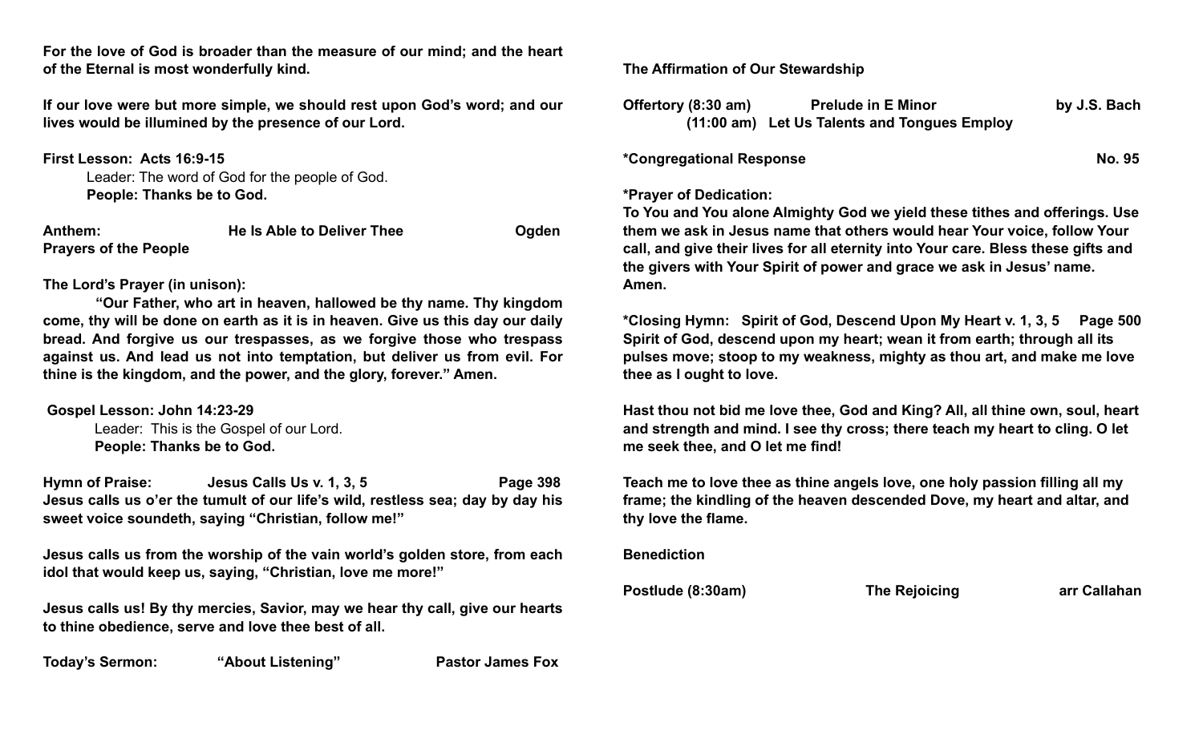**For the love of God is broader than the measure of our mind; and the heart of the Eternal is most wonderfully kind.**

**If our love were but more simple, we should rest upon God's word; and our lives would be illumined by the presence of our Lord.**

**First Lesson: Acts 16:9-15**

Leader: The word of God for the people of God.
**People: Thanks be to God.**

**Anthem:** **He Is Able to Deliver Thee** **Ogden**

**Prayers of the People**

**The Lord's Prayer (in unison):**

**"Our Father, who art in heaven, hallowed be thy name. Thy kingdom come, thy will be done on earth as it is in heaven. Give us this day our daily bread. And forgive us our trespasses, as we forgive those who trespass against us. And lead us not into temptation, but deliver us from evil. For thine is the kingdom, and the power, and the glory, forever." Amen.**

**Gospel Lesson: John 14:23-29**

Leader: This is the Gospel of our Lord.
**People: Thanks be to God.**

**Hymn of Praise:** **Jesus Calls Us v. 1, 3, 5** **Page 398**

**Jesus calls us o'er the tumult of our life's wild, restless sea; day by day his sweet voice soundeth, saying "Christian, follow me!"**

**Jesus calls us from the worship of the vain world's golden store, from each idol that would keep us, saying, "Christian, love me more!"**

**Jesus calls us! By thy mercies, Savior, may we hear thy call, give our hearts to thine obedience, serve and love thee best of all.**

**Today's Sermon:** **"About Listening"** **Pastor James Fox**

**The Affirmation of Our Stewardship**

**Offertory (8:30 am)** **Prelude in E Minor** **by J.S. Bach**
**(11:00 am)** **Let Us Talents and Tongues Employ**

***Congregational Response** **No. 95**

***Prayer of Dedication:**

**To You and You alone Almighty God we yield these tithes and offerings. Use them we ask in Jesus name that others would hear Your voice, follow Your call, and give their lives for all eternity into Your care. Bless these gifts and the givers with Your Spirit of power and grace we ask in Jesus' name. Amen.**

***Closing Hymn:** **Spirit of God, Descend Upon My Heart v. 1, 3, 5** **Page 500**

**Spirit of God, descend upon my heart; wean it from earth; through all its pulses move; stoop to my weakness, mighty as thou art, and make me love thee as I ought to love.**

**Hast thou not bid me love thee, God and King? All, all thine own, soul, heart and strength and mind. I see thy cross; there teach my heart to cling. O let me seek thee, and O let me find!**

**Teach me to love thee as thine angels love, one holy passion filling all my frame; the kindling of the heaven descended Dove, my heart and altar, and thy love the flame.**

**Benediction**

**Postlude (8:30am)** **The Rejoicing** **arr Callahan**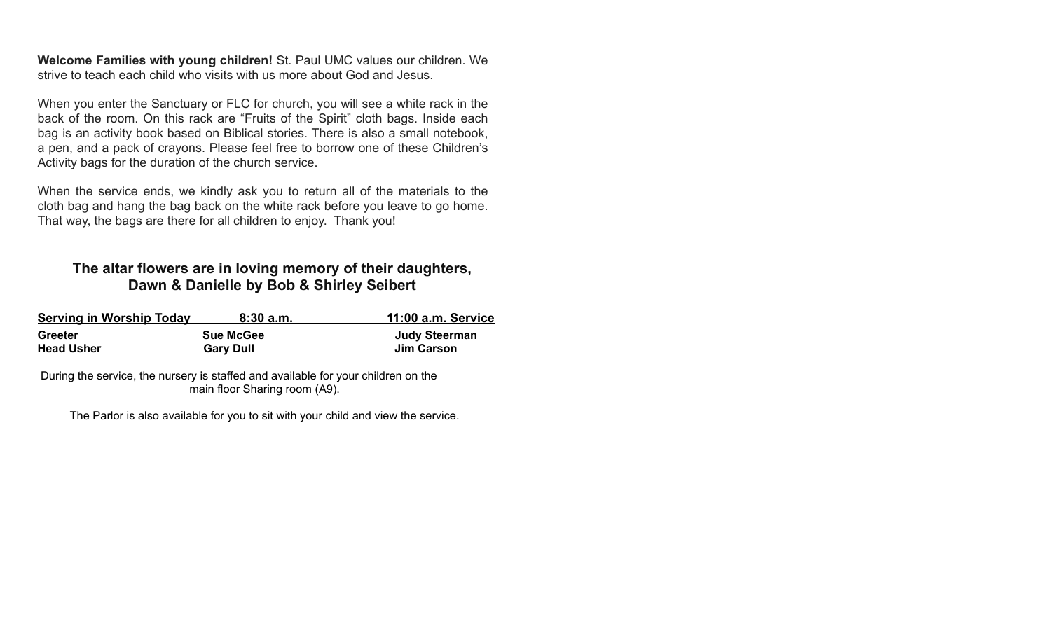**Welcome Families with young children!** St. Paul UMC values our children. We strive to teach each child who visits with us more about God and Jesus.

When you enter the Sanctuary or FLC for church, you will see a white rack in the back of the room. On this rack are "Fruits of the Spirit" cloth bags. Inside each bag is an activity book based on Biblical stories. There is also a small notebook, a pen, and a pack of crayons. Please feel free to borrow one of these Children's Activity bags for the duration of the church service.

When the service ends, we kindly ask you to return all of the materials to the cloth bag and hang the bag back on the white rack before you leave to go home. That way, the bags are there for all children to enjoy. Thank you!

**The altar flowers are in loving memory of their daughters, Dawn & Danielle by Bob & Shirley Seibert**

| Serving in Worship Today | 8:30 a.m. | 11:00 a.m. Service |
|---|---|---|
| **Greeter** | **Sue McGee** | **Judy Steerman** |
| **Head Usher** | **Gary Dull** | **Jim Carson** |

During the service, the nursery is staffed and available for your children on the main floor Sharing room (A9).

The Parlor is also available for you to sit with your child and view the service.